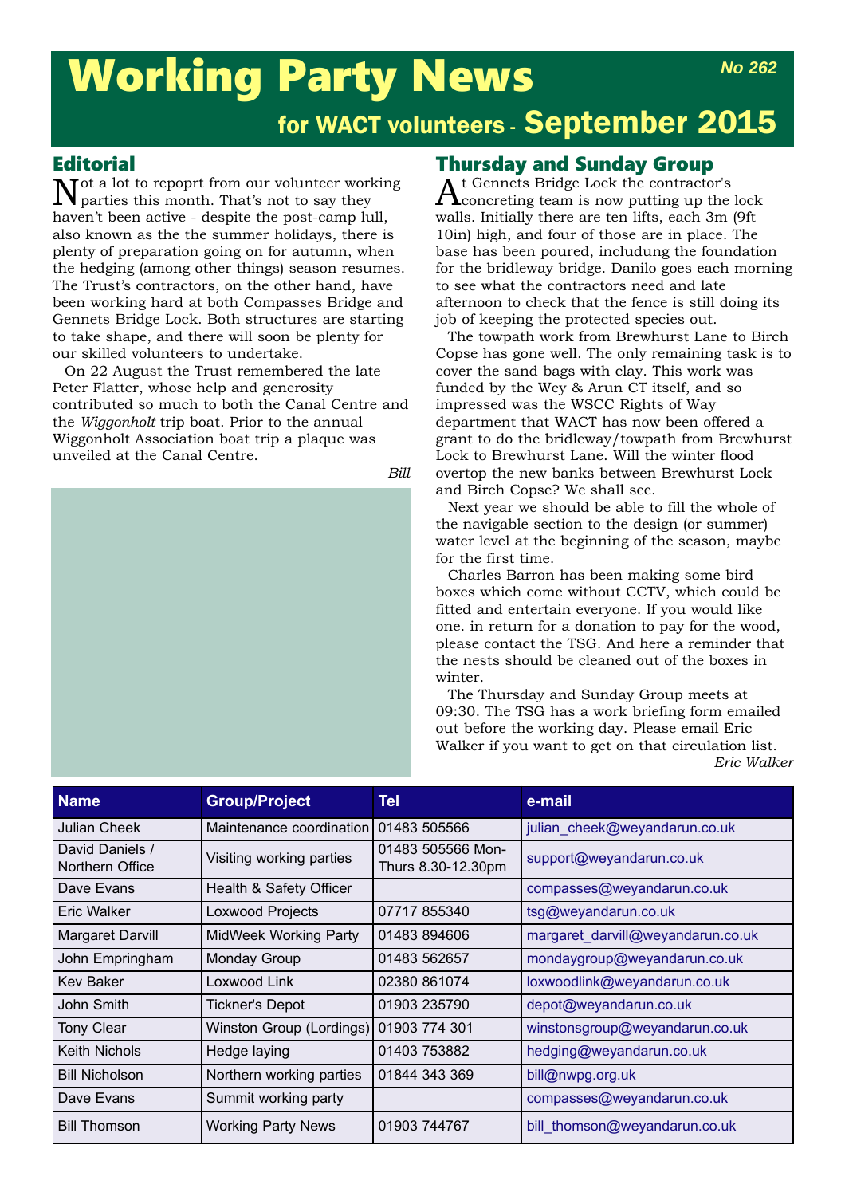# Working Party News

*No 262*

## for WACT volunteers - September 2015

## Editorial

Not a lot to repoprt from our volunteer working parties this month. That's not to say they haven't been active - despite the post-camp lull, also known as the the summer holidays, there is plenty of preparation going on for autumn, when the hedging (among other things) season resumes. The Trust's contractors, on the other hand, have been working hard at both Compasses Bridge and Gennets Bridge Lock. Both structures are starting to take shape, and there will soon be plenty for our skilled volunteers to undertake.

On 22 August the Trust remembered the late Peter Flatter, whose help and generosity contributed so much to both the Canal Centre and the *Wiggonholt* trip boat. Prior to the annual Wiggonholt Association boat trip a plaque was unveiled at the Canal Centre.

*Bill*

## Thursday and Sunday Group

At Gennets Bridge Lock the contractor's concreting team is now putting up the lock walls. Initially there are ten lifts, each 3m (9ft 10in) high, and four of those are in place. The base has been poured, includung the foundation for the bridleway bridge. Danilo goes each morning to see what the contractors need and late afternoon to check that the fence is still doing its job of keeping the protected species out.

The towpath work from Brewhurst Lane to Birch Copse has gone well. The only remaining task is to cover the sand bags with clay. This work was funded by the Wey & Arun CT itself, and so impressed was the WSCC Rights of Way department that WACT has now been offered a grant to do the bridleway/towpath from Brewhurst Lock to Brewhurst Lane. Will the winter flood overtop the new banks between Brewhurst Lock and Birch Copse? We shall see.

Next year we should be able to fill the whole of the navigable section to the design (or summer) water level at the beginning of the season, maybe for the first time.

Charles Barron has been making some bird boxes which come without CCTV, which could be fitted and entertain everyone. If you would like one. in return for a donation to pay for the wood, please contact the TSG. And here a reminder that the nests should be cleaned out of the boxes in winter.

The Thursday and Sunday Group meets at 09:30. The TSG has a work briefing form emailed out before the working day. Please email Eric Walker if you want to get on that circulation list.

*Eric Walker*

| Name | Group/Project | Tel | e-mail |
|---|---|---|---|
| Julian Cheek | Maintenance coordination | 01483 505566 | julian_cheek@weyandarun.co.uk |
| David Daniels / Northern Office | Visiting working parties | 01483 505566 Mon-Thurs 8.30-12.30pm | support@weyandarun.co.uk |
| Dave Evans | Health & Safety Officer | | compasses@weyandarun.co.uk |
| Eric Walker | Loxwood Projects | 07717 855340 | tsg@weyandarun.co.uk |
| Margaret Darvill | MidWeek Working Party | 01483 894606 | margaret_darvill@weyandarun.co.uk |
| John Empringham | Monday Group | 01483 562657 | mondaygroup@weyandarun.co.uk |
| Kev Baker | Loxwood Link | 02380 861074 | loxwoodlink@weyandarun.co.uk |
| John Smith | Tickner's Depot | 01903 235790 | depot@weyandarun.co.uk |
| Tony Clear | Winston Group (Lordings) | 01903 774 301 | winstonsgroup@weyandarun.co.uk |
| Keith Nichols | Hedge laying | 01403 753882 | hedging@weyandarun.co.uk |
| Bill Nicholson | Northern working parties | 01844 343 369 | bill@nwpg.org.uk |
| Dave Evans | Summit working party | | compasses@weyandarun.co.uk |
| Bill Thomson | Working Party News | 01903 744767 | bill_thomson@weyandarun.co.uk |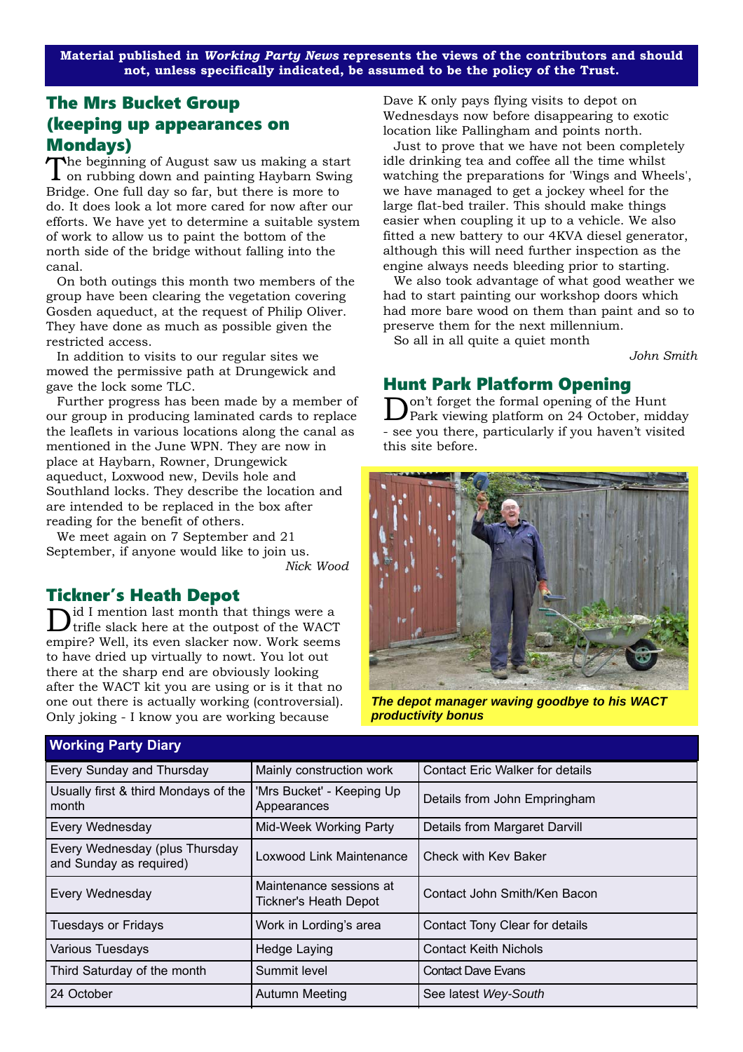**Material published in *Working Party News* represents the views of the contributors and should not, unless specifically indicated, be assumed to be the policy of the Trust.**

## The Mrs Bucket Group (keeping up appearances on Mondays)

The beginning of August saw us making a start on rubbing down and painting Haybarn Swing Bridge. One full day so far, but there is more to do. It does look a lot more cared for now after our efforts. We have yet to determine a suitable system of work to allow us to paint the bottom of the north side of the bridge without falling into the canal.

On both outings this month two members of the group have been clearing the vegetation covering Gosden aqueduct, at the request of Philip Oliver. They have done as much as possible given the restricted access.

In addition to visits to our regular sites we mowed the permissive path at Drungewick and gave the lock some TLC.

Further progress has been made by a member of our group in producing laminated cards to replace the leaflets in various locations along the canal as mentioned in the June WPN. They are now in place at Haybarn, Rowner, Drungewick aqueduct, Loxwood new, Devils hole and Southland locks. They describe the location and are intended to be replaced in the box after reading for the benefit of others.

We meet again on 7 September and 21 September, if anyone would like to join us.

*Nick Wood*

## Tickner's Heath Depot

Did I mention last month that things were a trifle slack here at the outpost of the WACT empire? Well, its even slacker now. Work seems to have dried up virtually to nowt. You lot out there at the sharp end are obviously looking after the WACT kit you are using or is it that no one out there is actually working (controversial). Only joking - I know you are working because Dave K only pays flying visits to depot on Wednesdays now before disappearing to exotic location like Pallingham and points north.

Just to prove that we have not been completely idle drinking tea and coffee all the time whilst watching the preparations for 'Wings and Wheels', we have managed to get a jockey wheel for the large flat-bed trailer. This should make things easier when coupling it up to a vehicle. We also fitted a new battery to our 4KVA diesel generator, although this will need further inspection as the engine always needs bleeding prior to starting.

We also took advantage of what good weather we had to start painting our workshop doors which had more bare wood on them than paint and so to preserve them for the next millennium.

So all in all quite a quiet month

*John Smith*

## Hunt Park Platform Opening

Don't forget the formal opening of the Hunt Park viewing platform on 24 October, midday - see you there, particularly if you haven't visited this site before.

***The depot manager waving goodbye to his WACT productivity bonus***

## Working Party Diary

| | | |
|---|---|---|
| Every Sunday and Thursday | Mainly construction work | Contact Eric Walker for details |
| Usually first & third Mondays of the month | 'Mrs Bucket' - Keeping Up Appearances | Details from John Empringham |
| Every Wednesday | Mid-Week Working Party | Details from Margaret Darvill |
| Every Wednesday (plus Thursday and Sunday as required) | Loxwood Link Maintenance | Check with Kev Baker |
| Every Wednesday | Maintenance sessions at Tickner's Heath Depot | Contact John Smith/Ken Bacon |
| Tuesdays or Fridays | Work in Lording's area | Contact Tony Clear for details |
| Various Tuesdays | Hedge Laying | Contact Keith Nichols |
| Third Saturday of the month | Summit level | Contact Dave Evans |
| 24 October | Autumn Meeting | See latest *Wey-South* |